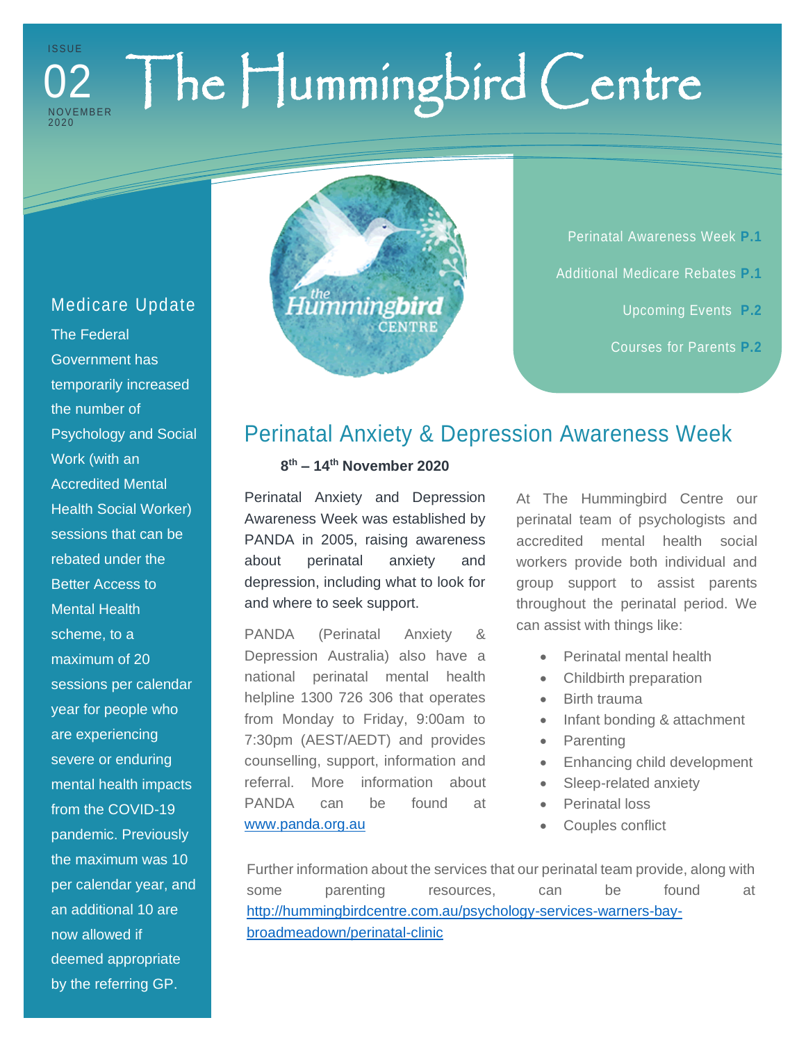ISSUE 02 NOVEMBER 2020

# The Hummingbird Centre

- Perinatal Awareness Week **P.1**
- Additional Medicare Rebates **P.1**
- Upcoming Events **P.2**
- Courses for Parents **P.2**

## Medicare Update

The Federal Government has temporarily increased the number of Psychology and Social Work (with an Accredited Mental Health Social Worker) sessions that can be rebated under the Better Access to Mental Health scheme, to a maximum of 20 sessions per calendar year for people who are experiencing severe or enduring mental health impacts from the COVID-19 pandemic. Previously the maximum was 10 per calendar year, and an additional 10 are now allowed if deemed appropriate by the referring GP.

## Perinatal Anxiety & Depression Awareness Week

**8th – 14th November 2020**

Perinatal Anxiety and Depression Awareness Week was established by PANDA in 2005, raising awareness about perinatal anxiety and depression, including what to look for and where to seek support.

PANDA (Perinatal Anxiety & Depression Australia) also have a national perinatal mental health helpline 1300 726 306 that operates from Monday to Friday, 9:00am to 7:30pm (AEST/AEDT) and provides counselling, support, information and referral. More information about PANDA can be found at www.panda.org.au

At The Hummingbird Centre our perinatal team of psychologists and accredited mental health social workers provide both individual and group support to assist parents throughout the perinatal period. We can assist with things like:

- Perinatal mental health
- Childbirth preparation
- Birth trauma
- Infant bonding & attachment
- Parenting
- Enhancing child development
- Sleep-related anxiety
- Perinatal loss
- Couples conflict

Further information about the services that our perinatal team provide, along with some parenting resources, can be found at http://hummingbirdcentre.com.au/psychology-services-warners-bay-broadmeadown/perinatal-clinic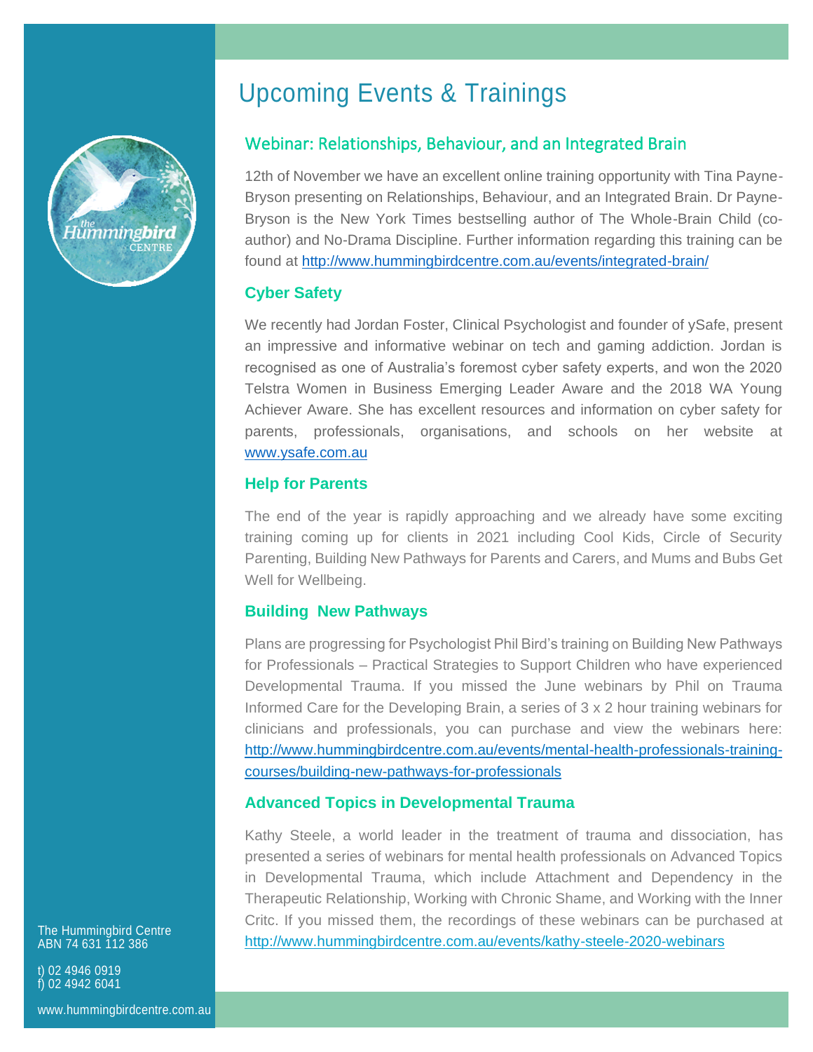# Upcoming Events & Trainings

## Webinar: Relationships, Behaviour, and an Integrated Brain

12th of November we have an excellent online training opportunity with Tina Payne-Bryson presenting on Relationships, Behaviour, and an Integrated Brain. Dr Payne-Bryson is the New York Times bestselling author of The Whole-Brain Child (co-author) and No-Drama Discipline. Further information regarding this training can be found at http://www.hummingbirdcentre.com.au/events/integrated-brain/

### Cyber Safety

We recently had Jordan Foster, Clinical Psychologist and founder of ySafe, present an impressive and informative webinar on tech and gaming addiction. Jordan is recognised as one of Australia's foremost cyber safety experts, and won the 2020 Telstra Women in Business Emerging Leader Aware and the 2018 WA Young Achiever Aware. She has excellent resources and information on cyber safety for parents, professionals, organisations, and schools on her website at www.ysafe.com.au

### Help for Parents

The end of the year is rapidly approaching and we already have some exciting training coming up for clients in 2021 including Cool Kids, Circle of Security Parenting, Building New Pathways for Parents and Carers, and Mums and Bubs Get Well for Wellbeing.

### Building New Pathways

Plans are progressing for Psychologist Phil Bird's training on Building New Pathways for Professionals – Practical Strategies to Support Children who have experienced Developmental Trauma. If you missed the June webinars by Phil on Trauma Informed Care for the Developing Brain, a series of 3 x 2 hour training webinars for clinicians and professionals, you can purchase and view the webinars here: http://www.hummingbirdcentre.com.au/events/mental-health-professionals-training-courses/building-new-pathways-for-professionals

### Advanced Topics in Developmental Trauma

Kathy Steele, a world leader in the treatment of trauma and dissociation, has presented a series of webinars for mental health professionals on Advanced Topics in Developmental Trauma, which include Attachment and Dependency in the Therapeutic Relationship, Working with Chronic Shame, and Working with the Inner Critc. If you missed them, the recordings of these webinars can be purchased at http://www.hummingbirdcentre.com.au/events/kathy-steele-2020-webinars

The Hummingbird Centre
ABN 74 631 112 386

t) 02 4946 0919
f) 02 4942 6041

www.hummingbirdcentre.com.au